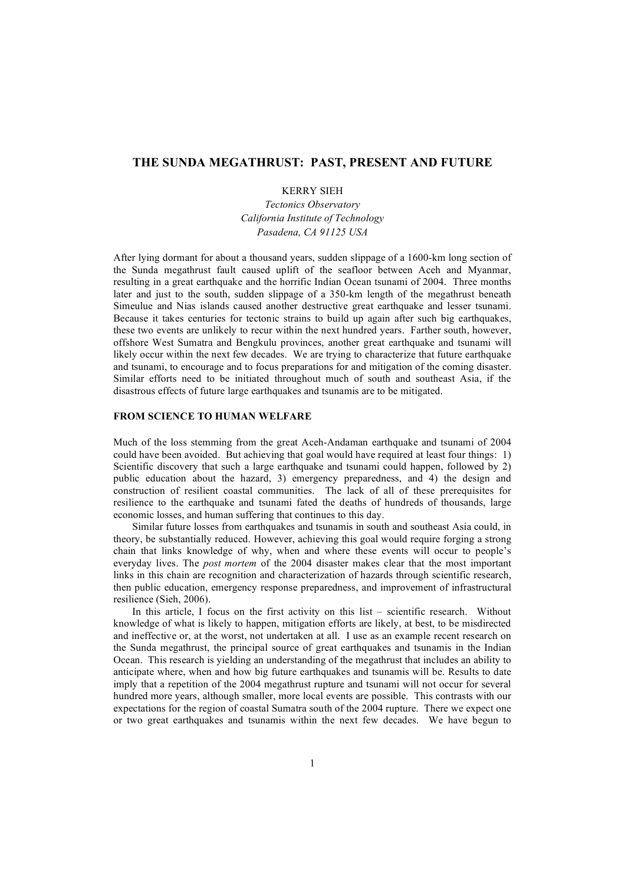# THE SUNDA MEGATHRUST: PAST, PRESENT AND FUTURE

KERRY SIEH

*Tectonics Observatory*
*California Institute of Technology*
*Pasadena, CA 91125 USA*

After lying dormant for about a thousand years, sudden slippage of a 1600-km long section of the Sunda megathrust fault caused uplift of the seafloor between Aceh and Myanmar, resulting in a great earthquake and the horrific Indian Ocean tsunami of 2004. Three months later and just to the south, sudden slippage of a 350-km length of the megathrust beneath Simeulue and Nias islands caused another destructive great earthquake and lesser tsunami. Because it takes centuries for tectonic strains to build up again after such big earthquakes, these two events are unlikely to recur within the next hundred years. Farther south, however, offshore West Sumatra and Bengkulu provinces, another great earthquake and tsunami will likely occur within the next few decades. We are trying to characterize that future earthquake and tsunami, to encourage and to focus preparations for and mitigation of the coming disaster. Similar efforts need to be initiated throughout much of south and southeast Asia, if the disastrous effects of future large earthquakes and tsunamis are to be mitigated.

## FROM SCIENCE TO HUMAN WELFARE

Much of the loss stemming from the great Aceh-Andaman earthquake and tsunami of 2004 could have been avoided. But achieving that goal would have required at least four things: 1) Scientific discovery that such a large earthquake and tsunami could happen, followed by 2) public education about the hazard, 3) emergency preparedness, and 4) the design and construction of resilient coastal communities. The lack of all of these prerequisites for resilience to the earthquake and tsunami fated the deaths of hundreds of thousands, large economic losses, and human suffering that continues to this day.

Similar future losses from earthquakes and tsunamis in south and southeast Asia could, in theory, be substantially reduced. However, achieving this goal would require forging a strong chain that links knowledge of why, when and where these events will occur to people's everyday lives. The *post mortem* of the 2004 disaster makes clear that the most important links in this chain are recognition and characterization of hazards through scientific research, then public education, emergency response preparedness, and improvement of infrastructural resilience (Sieh, 2006).

In this article, I focus on the first activity on this list – scientific research. Without knowledge of what is likely to happen, mitigation efforts are likely, at best, to be misdirected and ineffective or, at the worst, not undertaken at all. I use as an example recent research on the Sunda megathrust, the principal source of great earthquakes and tsunamis in the Indian Ocean. This research is yielding an understanding of the megathrust that includes an ability to anticipate where, when and how big future earthquakes and tsunamis will be. Results to date imply that a repetition of the 2004 megathrust rupture and tsunami will not occur for several hundred more years, although smaller, more local events are possible. This contrasts with our expectations for the region of coastal Sumatra south of the 2004 rupture. There we expect one or two great earthquakes and tsunamis within the next few decades. We have begun to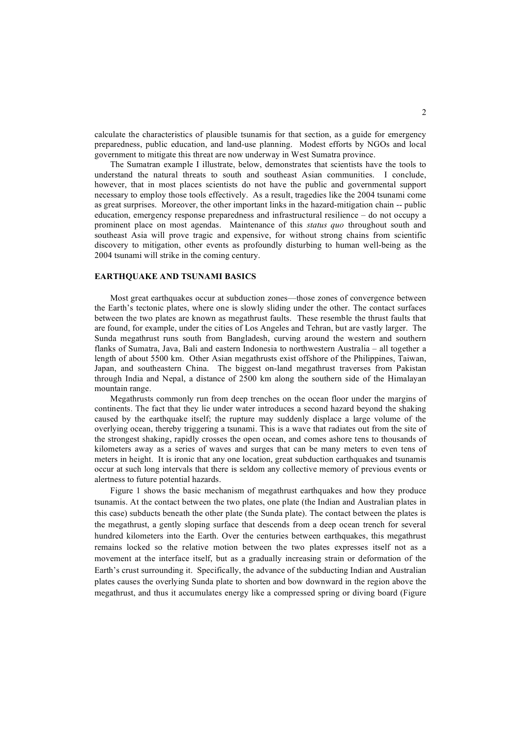calculate the characteristics of plausible tsunamis for that section, as a guide for emergency preparedness, public education, and land-use planning. Modest efforts by NGOs and local government to mitigate this threat are now underway in West Sumatra province.

The Sumatran example I illustrate, below, demonstrates that scientists have the tools to understand the natural threats to south and southeast Asian communities. I conclude, however, that in most places scientists do not have the public and governmental support necessary to employ those tools effectively. As a result, tragedies like the 2004 tsunami come as great surprises. Moreover, the other important links in the hazard-mitigation chain -- public education, emergency response preparedness and infrastructural resilience – do not occupy a prominent place on most agendas. Maintenance of this *status quo* throughout south and southeast Asia will prove tragic and expensive, for without strong chains from scientific discovery to mitigation, other events as profoundly disturbing to human well-being as the 2004 tsunami will strike in the coming century.

## EARTHQUAKE AND TSUNAMI BASICS

Most great earthquakes occur at subduction zones—those zones of convergence between the Earth's tectonic plates, where one is slowly sliding under the other. The contact surfaces between the two plates are known as megathrust faults. These resemble the thrust faults that are found, for example, under the cities of Los Angeles and Tehran, but are vastly larger. The Sunda megathrust runs south from Bangladesh, curving around the western and southern flanks of Sumatra, Java, Bali and eastern Indonesia to northwestern Australia – all together a length of about 5500 km. Other Asian megathrusts exist offshore of the Philippines, Taiwan, Japan, and southeastern China. The biggest on-land megathrust traverses from Pakistan through India and Nepal, a distance of 2500 km along the southern side of the Himalayan mountain range.

Megathrusts commonly run from deep trenches on the ocean floor under the margins of continents. The fact that they lie under water introduces a second hazard beyond the shaking caused by the earthquake itself; the rupture may suddenly displace a large volume of the overlying ocean, thereby triggering a tsunami. This is a wave that radiates out from the site of the strongest shaking, rapidly crosses the open ocean, and comes ashore tens to thousands of kilometers away as a series of waves and surges that can be many meters to even tens of meters in height. It is ironic that any one location, great subduction earthquakes and tsunamis occur at such long intervals that there is seldom any collective memory of previous events or alertness to future potential hazards.

Figure 1 shows the basic mechanism of megathrust earthquakes and how they produce tsunamis. At the contact between the two plates, one plate (the Indian and Australian plates in this case) subducts beneath the other plate (the Sunda plate). The contact between the plates is the megathrust, a gently sloping surface that descends from a deep ocean trench for several hundred kilometers into the Earth. Over the centuries between earthquakes, this megathrust remains locked so the relative motion between the two plates expresses itself not as a movement at the interface itself, but as a gradually increasing strain or deformation of the Earth's crust surrounding it. Specifically, the advance of the subducting Indian and Australian plates causes the overlying Sunda plate to shorten and bow downward in the region above the megathrust, and thus it accumulates energy like a compressed spring or diving board (Figure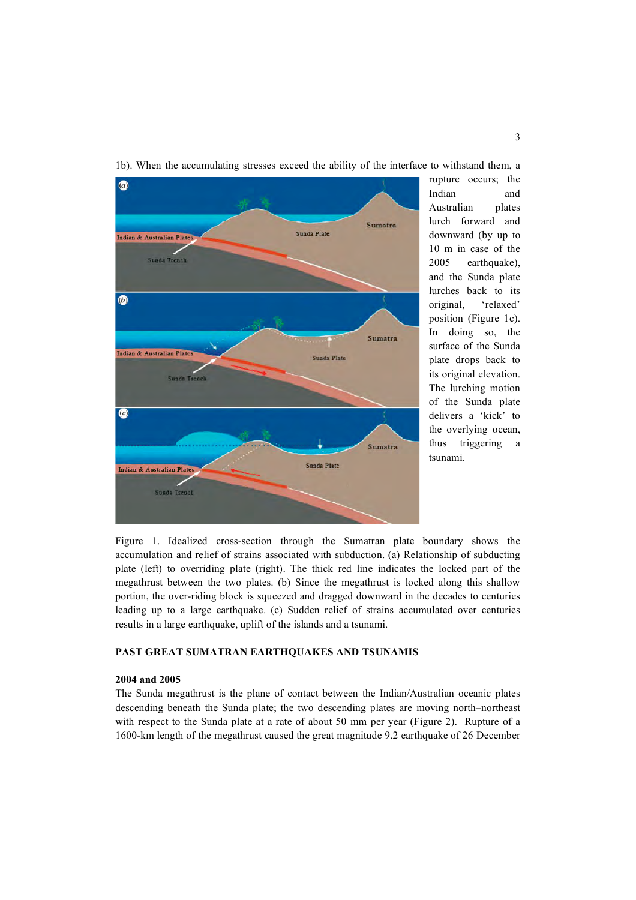1b). When the accumulating stresses exceed the ability of the interface to withstand them, a rupture occurs; the Indian and Australian plates lurch forward and downward (by up to 10 m in case of the 2005 earthquake), and the Sunda plate lurches back to its original, 'relaxed' position (Figure 1c). In doing so, the surface of the Sunda plate drops back to its original elevation. The lurching motion of the Sunda plate delivers a 'kick' to the overlying ocean, thus triggering a tsunami.

Figure 1. Idealized cross-section through the Sumatran plate boundary shows the accumulation and relief of strains associated with subduction. (a) Relationship of subducting plate (left) to overriding plate (right). The thick red line indicates the locked part of the megathrust between the two plates. (b) Since the megathrust is locked along this shallow portion, the over-riding block is squeezed and dragged downward in the decades to centuries leading up to a large earthquake. (c) Sudden relief of strains accumulated over centuries results in a large earthquake, uplift of the islands and a tsunami.

## PAST GREAT SUMATRAN EARTHQUAKES AND TSUNAMIS

### 2004 and 2005

The Sunda megathrust is the plane of contact between the Indian/Australian oceanic plates descending beneath the Sunda plate; the two descending plates are moving north–northeast with respect to the Sunda plate at a rate of about 50 mm per year (Figure 2). Rupture of a 1600-km length of the megathrust caused the great magnitude 9.2 earthquake of 26 December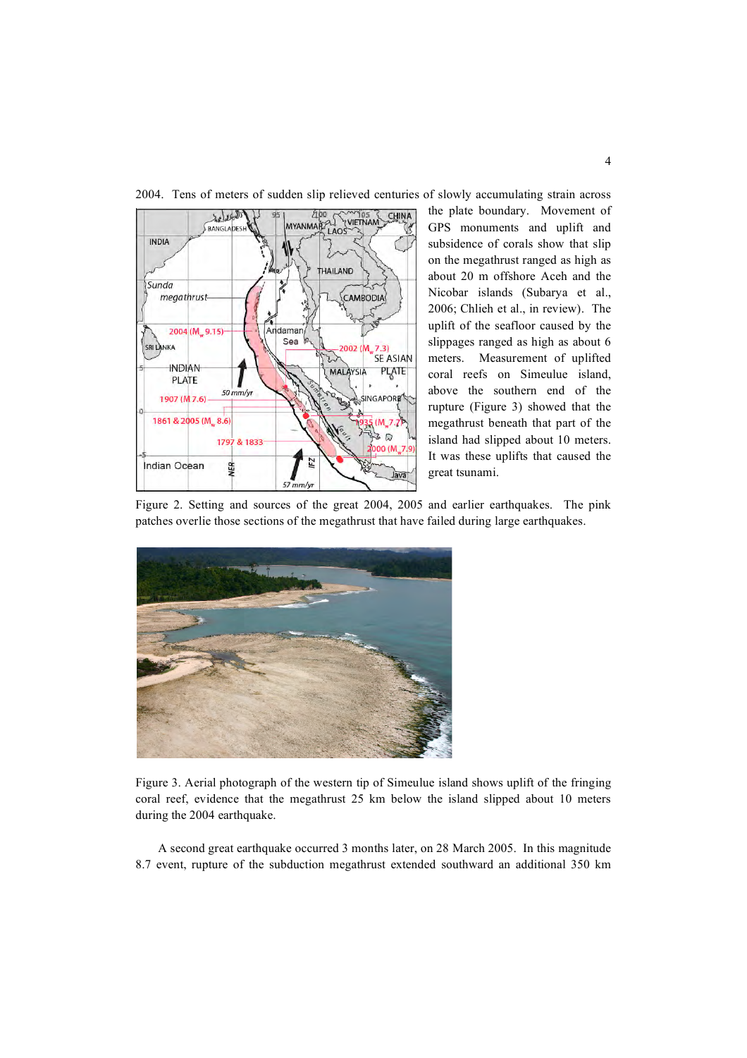2004. Tens of meters of sudden slip relieved centuries of slowly accumulating strain across the plate boundary. Movement of GPS monuments and uplift and subsidence of corals show that slip on the megathrust ranged as high as about 20 m offshore Aceh and the Nicobar islands (Subarya et al., 2006; Chlieh et al., in review). The uplift of the seafloor caused by the slippages ranged as high as about 6 meters. Measurement of uplifted coral reefs on Simeulue island, above the southern end of the rupture (Figure 3) showed that the megathrust beneath that part of the island had slipped about 10 meters. It was these uplifts that caused the great tsunami.

Figure 2. Setting and sources of the great 2004, 2005 and earlier earthquakes. The pink patches overlie those sections of the megathrust that have failed during large earthquakes.

Figure 3. Aerial photograph of the western tip of Simeulue island shows uplift of the fringing coral reef, evidence that the megathrust 25 km below the island slipped about 10 meters during the 2004 earthquake.

A second great earthquake occurred 3 months later, on 28 March 2005. In this magnitude 8.7 event, rupture of the subduction megathrust extended southward an additional 350 km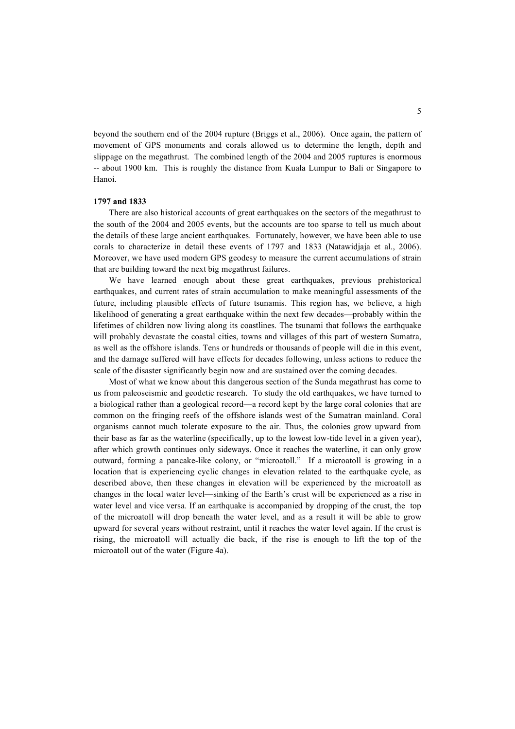beyond the southern end of the 2004 rupture (Briggs et al., 2006). Once again, the pattern of movement of GPS monuments and corals allowed us to determine the length, depth and slippage on the megathrust. The combined length of the 2004 and 2005 ruptures is enormous -- about 1900 km. This is roughly the distance from Kuala Lumpur to Bali or Singapore to Hanoi.

**1797 and 1833**

There are also historical accounts of great earthquakes on the sectors of the megathrust to the south of the 2004 and 2005 events, but the accounts are too sparse to tell us much about the details of these large ancient earthquakes. Fortunately, however, we have been able to use corals to characterize in detail these events of 1797 and 1833 (Natawidjaja et al., 2006). Moreover, we have used modern GPS geodesy to measure the current accumulations of strain that are building toward the next big megathrust failures.

We have learned enough about these great earthquakes, previous prehistorical earthquakes, and current rates of strain accumulation to make meaningful assessments of the future, including plausible effects of future tsunamis. This region has, we believe, a high likelihood of generating a great earthquake within the next few decades—probably within the lifetimes of children now living along its coastlines. The tsunami that follows the earthquake will probably devastate the coastal cities, towns and villages of this part of western Sumatra, as well as the offshore islands. Tens or hundreds or thousands of people will die in this event, and the damage suffered will have effects for decades following, unless actions to reduce the scale of the disaster significantly begin now and are sustained over the coming decades.

Most of what we know about this dangerous section of the Sunda megathrust has come to us from paleoseismic and geodetic research. To study the old earthquakes, we have turned to a biological rather than a geological record—a record kept by the large coral colonies that are common on the fringing reefs of the offshore islands west of the Sumatran mainland. Coral organisms cannot much tolerate exposure to the air. Thus, the colonies grow upward from their base as far as the waterline (specifically, up to the lowest low-tide level in a given year), after which growth continues only sideways. Once it reaches the waterline, it can only grow outward, forming a pancake-like colony, or "microatoll." If a microatoll is growing in a location that is experiencing cyclic changes in elevation related to the earthquake cycle, as described above, then these changes in elevation will be experienced by the microatoll as changes in the local water level—sinking of the Earth's crust will be experienced as a rise in water level and vice versa. If an earthquake is accompanied by dropping of the crust, the top of the microatoll will drop beneath the water level, and as a result it will be able to grow upward for several years without restraint, until it reaches the water level again. If the crust is rising, the microatoll will actually die back, if the rise is enough to lift the top of the microatoll out of the water (Figure 4a).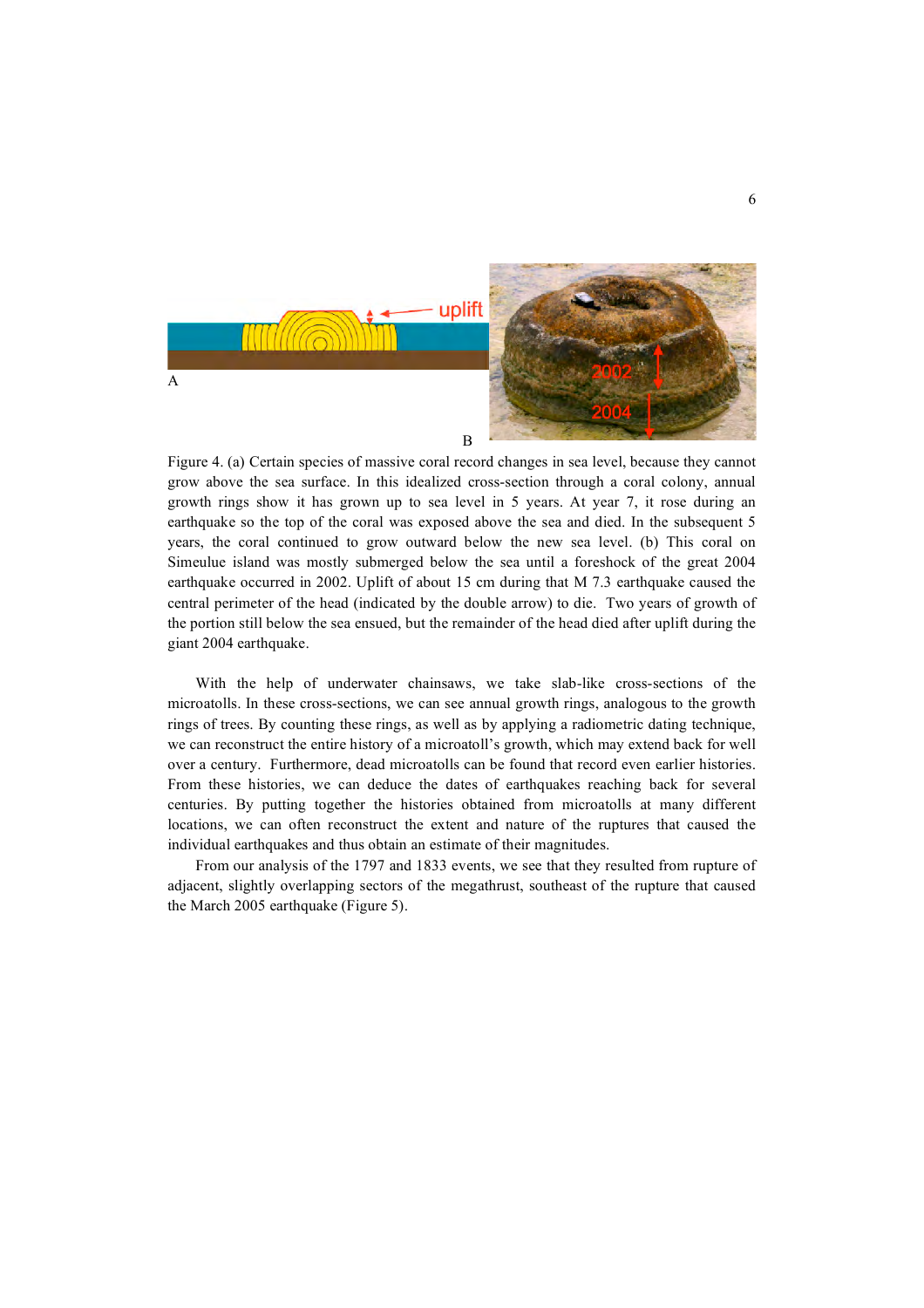Figure 4. (a) Certain species of massive coral record changes in sea level, because they cannot grow above the sea surface. In this idealized cross-section through a coral colony, annual growth rings show it has grown up to sea level in 5 years. At year 7, it rose during an earthquake so the top of the coral was exposed above the sea and died. In the subsequent 5 years, the coral continued to grow outward below the new sea level. (b) This coral on Simeulue island was mostly submerged below the sea until a foreshock of the great 2004 earthquake occurred in 2002. Uplift of about 15 cm during that M 7.3 earthquake caused the central perimeter of the head (indicated by the double arrow) to die. Two years of growth of the portion still below the sea ensued, but the remainder of the head died after uplift during the giant 2004 earthquake.

With the help of underwater chainsaws, we take slab-like cross-sections of the microatolls. In these cross-sections, we can see annual growth rings, analogous to the growth rings of trees. By counting these rings, as well as by applying a radiometric dating technique, we can reconstruct the entire history of a microatoll's growth, which may extend back for well over a century. Furthermore, dead microatolls can be found that record even earlier histories. From these histories, we can deduce the dates of earthquakes reaching back for several centuries. By putting together the histories obtained from microatolls at many different locations, we can often reconstruct the extent and nature of the ruptures that caused the individual earthquakes and thus obtain an estimate of their magnitudes.

From our analysis of the 1797 and 1833 events, we see that they resulted from rupture of adjacent, slightly overlapping sectors of the megathrust, southeast of the rupture that caused the March 2005 earthquake (Figure 5).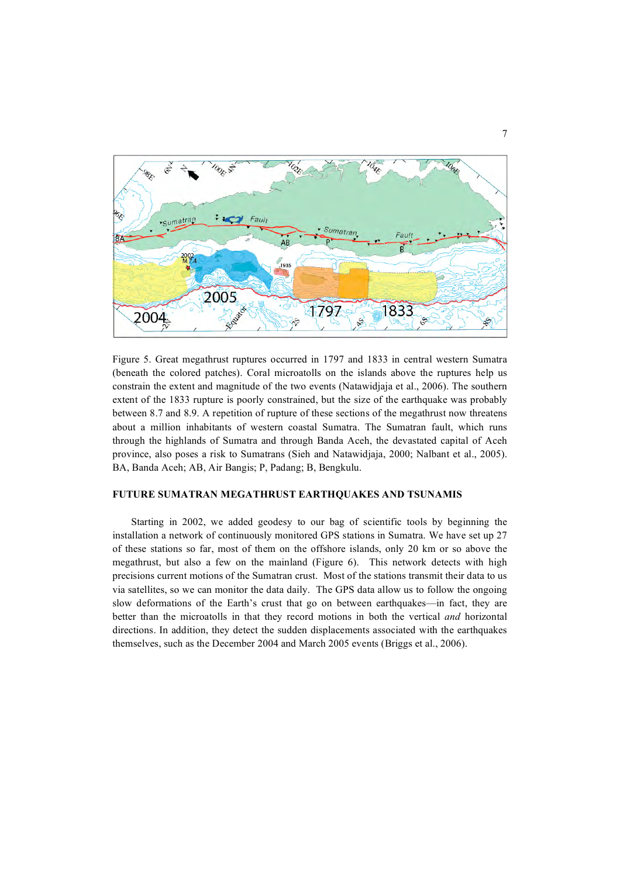Figure 5. Great megathrust ruptures occurred in 1797 and 1833 in central western Sumatra (beneath the colored patches). Coral microatolls on the islands above the ruptures help us constrain the extent and magnitude of the two events (Natawidjaja et al., 2006). The southern extent of the 1833 rupture is poorly constrained, but the size of the earthquake was probably between 8.7 and 8.9. A repetition of rupture of these sections of the megathrust now threatens about a million inhabitants of western coastal Sumatra. The Sumatran fault, which runs through the highlands of Sumatra and through Banda Aceh, the devastated capital of Aceh province, also poses a risk to Sumatrans (Sieh and Natawidjaja, 2000; Nalbant et al., 2005). BA, Banda Aceh; AB, Air Bangis; P, Padang; B, Bengkulu.

## FUTURE SUMATRAN MEGATHRUST EARTHQUAKES AND TSUNAMIS

Starting in 2002, we added geodesy to our bag of scientific tools by beginning the installation a network of continuously monitored GPS stations in Sumatra. We have set up 27 of these stations so far, most of them on the offshore islands, only 20 km or so above the megathrust, but also a few on the mainland (Figure 6). This network detects with high precisions current motions of the Sumatran crust. Most of the stations transmit their data to us via satellites, so we can monitor the data daily. The GPS data allow us to follow the ongoing slow deformations of the Earth's crust that go on between earthquakes—in fact, they are better than the microatolls in that they record motions in both the vertical *and* horizontal directions. In addition, they detect the sudden displacements associated with the earthquakes themselves, such as the December 2004 and March 2005 events (Briggs et al., 2006).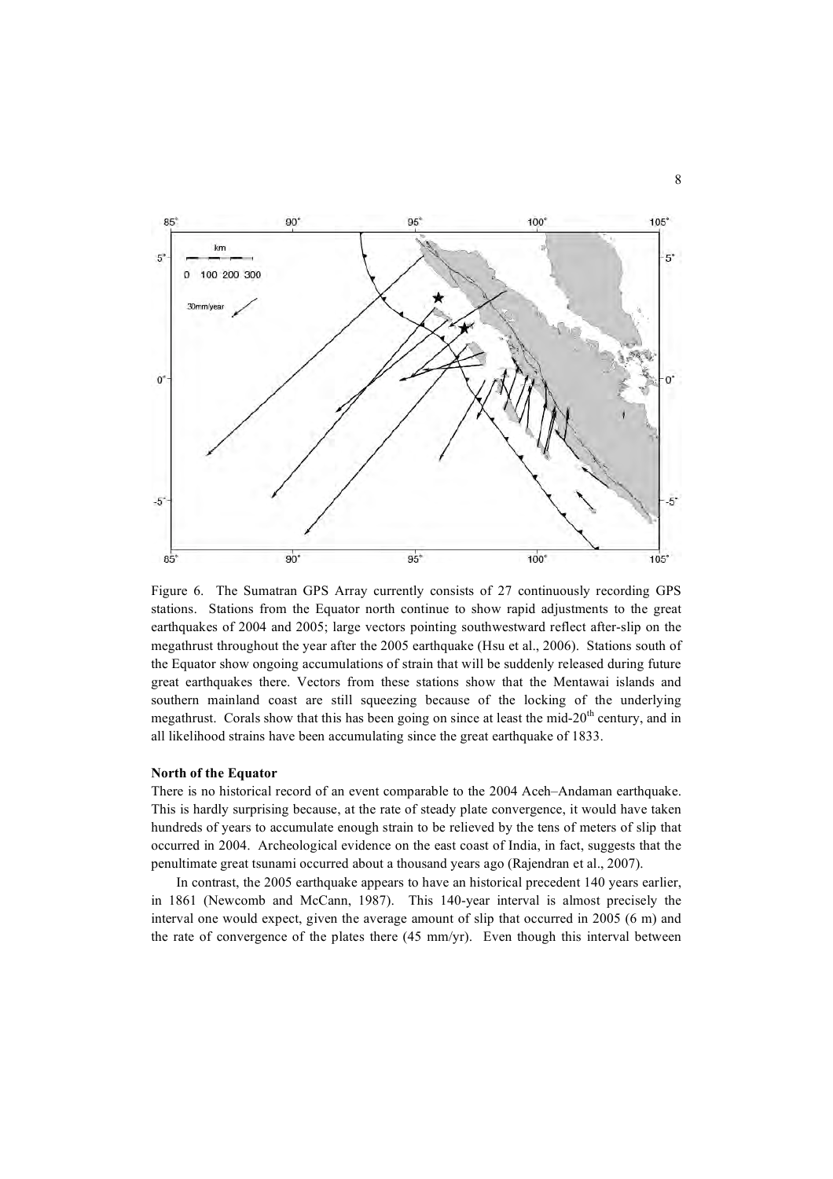Figure 6. The Sumatran GPS Array currently consists of 27 continuously recording GPS stations. Stations from the Equator north continue to show rapid adjustments to the great earthquakes of 2004 and 2005; large vectors pointing southwestward reflect after-slip on the megathrust throughout the year after the 2005 earthquake (Hsu et al., 2006). Stations south of the Equator show ongoing accumulations of strain that will be suddenly released during future great earthquakes there. Vectors from these stations show that the Mentawai islands and southern mainland coast are still squeezing because of the locking of the underlying megathrust. Corals show that this has been going on since at least the mid-20th century, and in all likelihood strains have been accumulating since the great earthquake of 1833.

**North of the Equator**

There is no historical record of an event comparable to the 2004 Aceh–Andaman earthquake. This is hardly surprising because, at the rate of steady plate convergence, it would have taken hundreds of years to accumulate enough strain to be relieved by the tens of meters of slip that occurred in 2004. Archeological evidence on the east coast of India, in fact, suggests that the penultimate great tsunami occurred about a thousand years ago (Rajendran et al., 2007).

In contrast, the 2005 earthquake appears to have an historical precedent 140 years earlier, in 1861 (Newcomb and McCann, 1987). This 140-year interval is almost precisely the interval one would expect, given the average amount of slip that occurred in 2005 (6 m) and the rate of convergence of the plates there (45 mm/yr). Even though this interval between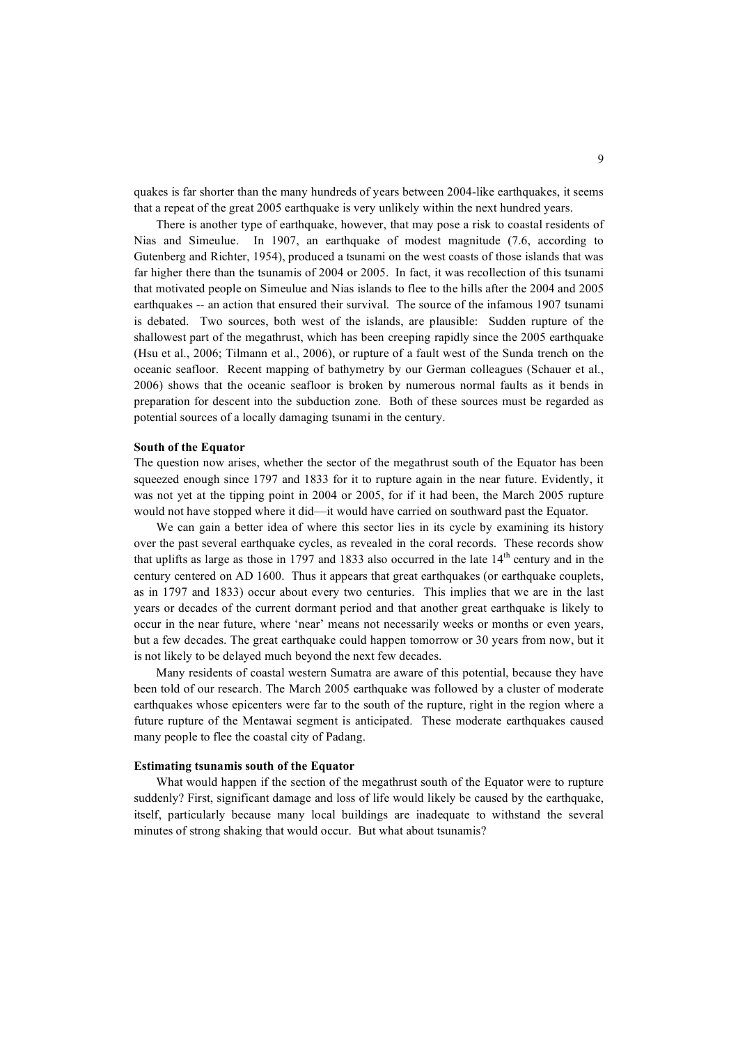quakes is far shorter than the many hundreds of years between 2004-like earthquakes, it seems that a repeat of the great 2005 earthquake is very unlikely within the next hundred years.

There is another type of earthquake, however, that may pose a risk to coastal residents of Nias and Simeulue. In 1907, an earthquake of modest magnitude (7.6, according to Gutenberg and Richter, 1954), produced a tsunami on the west coasts of those islands that was far higher there than the tsunamis of 2004 or 2005. In fact, it was recollection of this tsunami that motivated people on Simeulue and Nias islands to flee to the hills after the 2004 and 2005 earthquakes -- an action that ensured their survival. The source of the infamous 1907 tsunami is debated. Two sources, both west of the islands, are plausible: Sudden rupture of the shallowest part of the megathrust, which has been creeping rapidly since the 2005 earthquake (Hsu et al., 2006; Tilmann et al., 2006), or rupture of a fault west of the Sunda trench on the oceanic seafloor. Recent mapping of bathymetry by our German colleagues (Schauer et al., 2006) shows that the oceanic seafloor is broken by numerous normal faults as it bends in preparation for descent into the subduction zone. Both of these sources must be regarded as potential sources of a locally damaging tsunami in the century.

**South of the Equator**

The question now arises, whether the sector of the megathrust south of the Equator has been squeezed enough since 1797 and 1833 for it to rupture again in the near future. Evidently, it was not yet at the tipping point in 2004 or 2005, for if it had been, the March 2005 rupture would not have stopped where it did—it would have carried on southward past the Equator.

We can gain a better idea of where this sector lies in its cycle by examining its history over the past several earthquake cycles, as revealed in the coral records. These records show that uplifts as large as those in 1797 and 1833 also occurred in the late 14th century and in the century centered on AD 1600. Thus it appears that great earthquakes (or earthquake couplets, as in 1797 and 1833) occur about every two centuries. This implies that we are in the last years or decades of the current dormant period and that another great earthquake is likely to occur in the near future, where 'near' means not necessarily weeks or months or even years, but a few decades. The great earthquake could happen tomorrow or 30 years from now, but it is not likely to be delayed much beyond the next few decades.

Many residents of coastal western Sumatra are aware of this potential, because they have been told of our research. The March 2005 earthquake was followed by a cluster of moderate earthquakes whose epicenters were far to the south of the rupture, right in the region where a future rupture of the Mentawai segment is anticipated. These moderate earthquakes caused many people to flee the coastal city of Padang.

**Estimating tsunamis south of the Equator**

What would happen if the section of the megathrust south of the Equator were to rupture suddenly? First, significant damage and loss of life would likely be caused by the earthquake, itself, particularly because many local buildings are inadequate to withstand the several minutes of strong shaking that would occur. But what about tsunamis?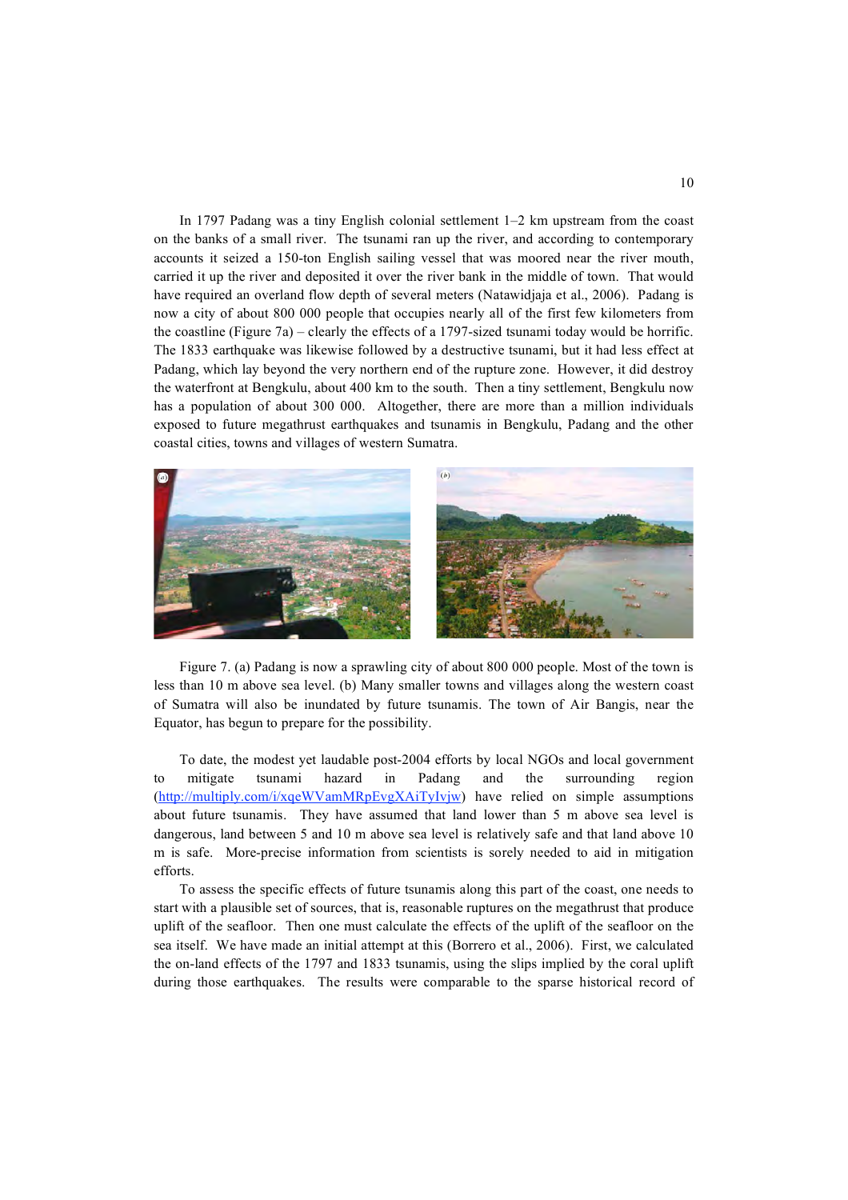In 1797 Padang was a tiny English colonial settlement 1–2 km upstream from the coast on the banks of a small river. The tsunami ran up the river, and according to contemporary accounts it seized a 150-ton English sailing vessel that was moored near the river mouth, carried it up the river and deposited it over the river bank in the middle of town. That would have required an overland flow depth of several meters (Natawidjaja et al., 2006). Padang is now a city of about 800 000 people that occupies nearly all of the first few kilometers from the coastline (Figure 7a) – clearly the effects of a 1797-sized tsunami today would be horrific. The 1833 earthquake was likewise followed by a destructive tsunami, but it had less effect at Padang, which lay beyond the very northern end of the rupture zone. However, it did destroy the waterfront at Bengkulu, about 400 km to the south. Then a tiny settlement, Bengkulu now has a population of about 300 000. Altogether, there are more than a million individuals exposed to future megathrust earthquakes and tsunamis in Bengkulu, Padang and the other coastal cities, towns and villages of western Sumatra.

Figure 7. (a) Padang is now a sprawling city of about 800 000 people. Most of the town is less than 10 m above sea level. (b) Many smaller towns and villages along the western coast of Sumatra will also be inundated by future tsunamis. The town of Air Bangis, near the Equator, has begun to prepare for the possibility.

To date, the modest yet laudable post-2004 efforts by local NGOs and local government to mitigate tsunami hazard in Padang and the surrounding region (http://multiply.com/i/xqeWVamMRpEvgXAiTyIvjw) have relied on simple assumptions about future tsunamis. They have assumed that land lower than 5 m above sea level is dangerous, land between 5 and 10 m above sea level is relatively safe and that land above 10 m is safe. More-precise information from scientists is sorely needed to aid in mitigation efforts.

To assess the specific effects of future tsunamis along this part of the coast, one needs to start with a plausible set of sources, that is, reasonable ruptures on the megathrust that produce uplift of the seafloor. Then one must calculate the effects of the uplift of the seafloor on the sea itself. We have made an initial attempt at this (Borrero et al., 2006). First, we calculated the on-land effects of the 1797 and 1833 tsunamis, using the slips implied by the coral uplift during those earthquakes. The results were comparable to the sparse historical record of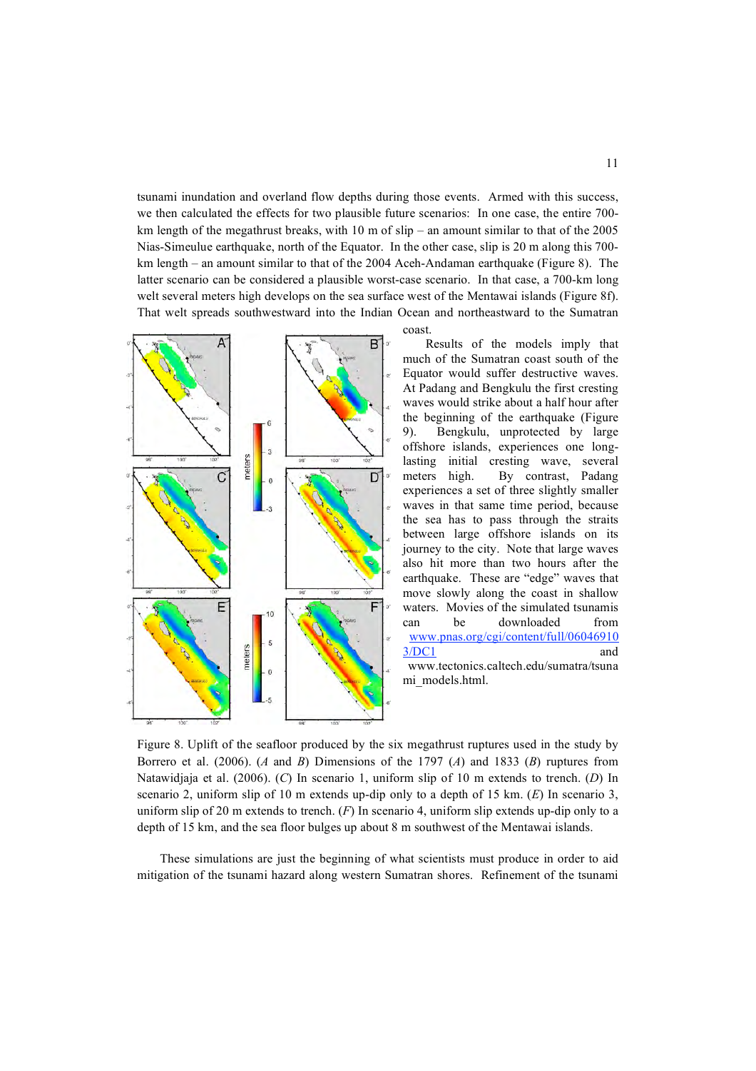tsunami inundation and overland flow depths during those events. Armed with this success, we then calculated the effects for two plausible future scenarios: In one case, the entire 700-km length of the megathrust breaks, with 10 m of slip – an amount similar to that of the 2005 Nias-Simeulue earthquake, north of the Equator. In the other case, slip is 20 m along this 700-km length – an amount similar to that of the 2004 Aceh-Andaman earthquake (Figure 8). The latter scenario can be considered a plausible worst-case scenario. In that case, a 700-km long welt several meters high develops on the sea surface west of the Mentawai islands (Figure 8f). That welt spreads southwestward into the Indian Ocean and northeastward to the Sumatran coast.

Results of the models imply that much of the Sumatran coast south of the Equator would suffer destructive waves. At Padang and Bengkulu the first cresting waves would strike about a half hour after the beginning of the earthquake (Figure 9). Bengkulu, unprotected by large offshore islands, experiences one long-lasting initial cresting wave, several meters high. By contrast, Padang experiences a set of three slightly smaller waves in that same time period, because the sea has to pass through the straits between large offshore islands on its journey to the city. Note that large waves also hit more than two hours after the earthquake. These are "edge" waves that move slowly along the coast in shallow waters. Movies of the simulated tsunamis can be downloaded from [www.pnas.org/cgi/content/full/060469103/DC1](www.pnas.org/cgi/content/full/060469103/DC1) and www.tectonics.caltech.edu/sumatra/tsunami_models.html.

Figure 8. Uplift of the seafloor produced by the six megathrust ruptures used in the study by Borrero et al. (2006). (*A* and *B*) Dimensions of the 1797 (*A*) and 1833 (*B*) ruptures from Natawidjaja et al. (2006). (*C*) In scenario 1, uniform slip of 10 m extends to trench. (*D*) In scenario 2, uniform slip of 10 m extends up-dip only to a depth of 15 km. (*E*) In scenario 3, uniform slip of 20 m extends to trench. (*F*) In scenario 4, uniform slip extends up-dip only to a depth of 15 km, and the sea floor bulges up about 8 m southwest of the Mentawai islands.

These simulations are just the beginning of what scientists must produce in order to aid mitigation of the tsunami hazard along western Sumatran shores. Refinement of the tsunami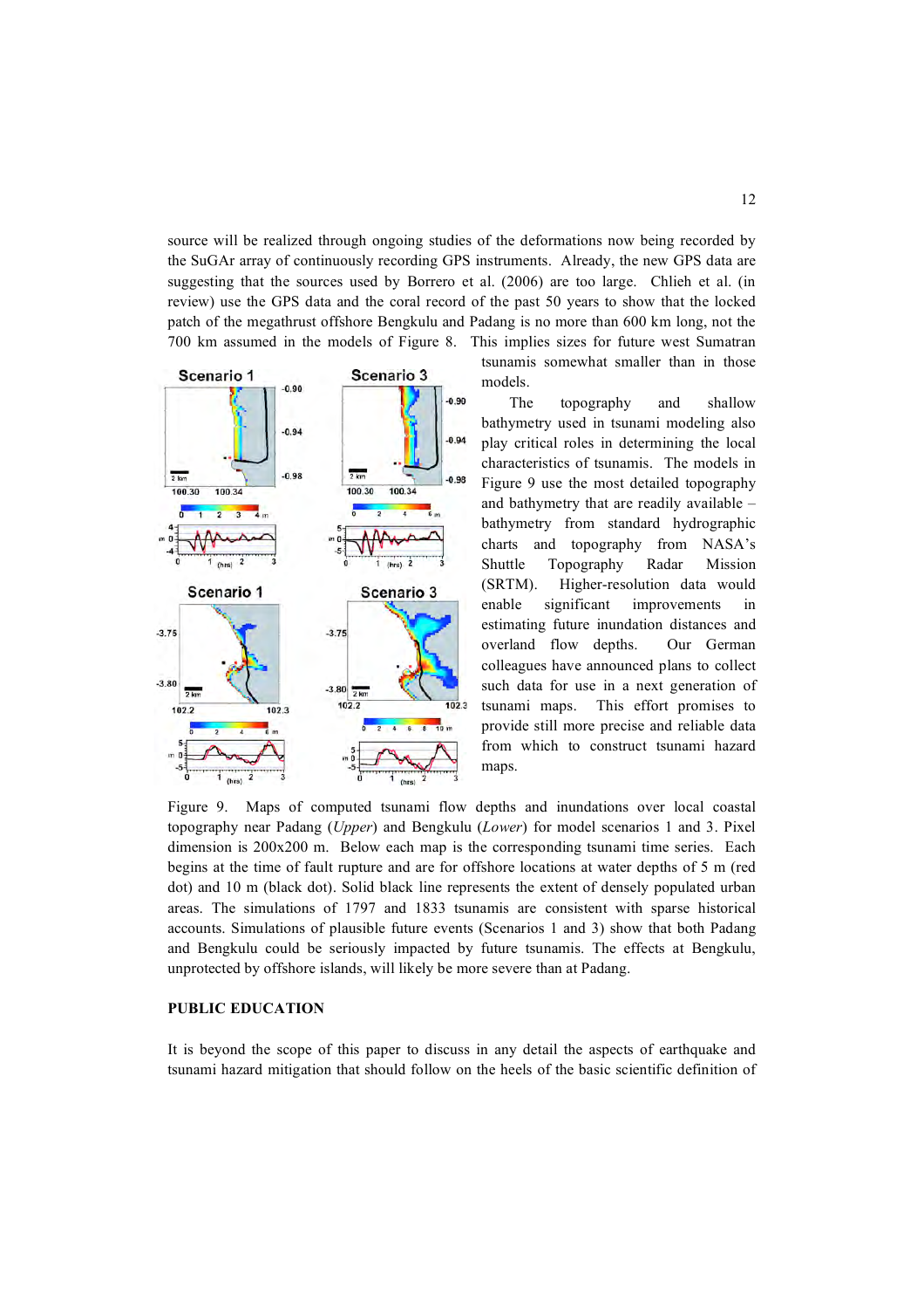source will be realized through ongoing studies of the deformations now being recorded by the SuGAr array of continuously recording GPS instruments. Already, the new GPS data are suggesting that the sources used by Borrero et al. (2006) are too large. Chlieh et al. (in review) use the GPS data and the coral record of the past 50 years to show that the locked patch of the megathrust offshore Bengkulu and Padang is no more than 600 km long, not the 700 km assumed in the models of Figure 8. This implies sizes for future west Sumatran tsunamis somewhat smaller than in those models.

The topography and shallow bathymetry used in tsunami modeling also play critical roles in determining the local characteristics of tsunamis. The models in Figure 9 use the most detailed topography and bathymetry that are readily available – bathymetry from standard hydrographic charts and topography from NASA's Shuttle Topography Radar Mission (SRTM). Higher-resolution data would enable significant improvements in estimating future inundation distances and overland flow depths. Our German colleagues have announced plans to collect such data for use in a next generation of tsunami maps. This effort promises to provide still more precise and reliable data from which to construct tsunami hazard maps.

Figure 9. Maps of computed tsunami flow depths and inundations over local coastal topography near Padang (*Upper*) and Bengkulu (*Lower*) for model scenarios 1 and 3. Pixel dimension is 200x200 m. Below each map is the corresponding tsunami time series. Each begins at the time of fault rupture and are for offshore locations at water depths of 5 m (red dot) and 10 m (black dot). Solid black line represents the extent of densely populated urban areas. The simulations of 1797 and 1833 tsunamis are consistent with sparse historical accounts. Simulations of plausible future events (Scenarios 1 and 3) show that both Padang and Bengkulu could be seriously impacted by future tsunamis. The effects at Bengkulu, unprotected by offshore islands, will likely be more severe than at Padang.

**PUBLIC EDUCATION**

It is beyond the scope of this paper to discuss in any detail the aspects of earthquake and tsunami hazard mitigation that should follow on the heels of the basic scientific definition of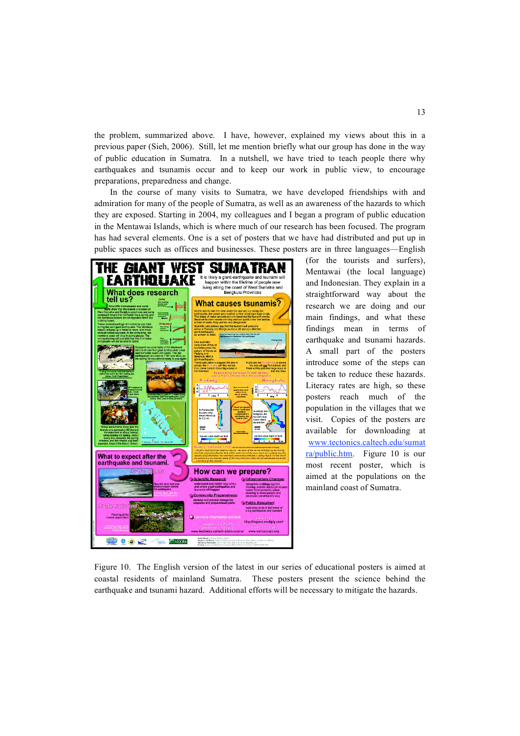the problem, summarized above. I have, however, explained my views about this in a previous paper (Sieh, 2006). Still, let me mention briefly what our group has done in the way of public education in Sumatra. In a nutshell, we have tried to teach people there why earthquakes and tsunamis occur and to keep our work in public view, to encourage preparations, preparedness and change.

In the course of many visits to Sumatra, we have developed friendships with and admiration for many of the people of Sumatra, as well as an awareness of the hazards to which they are exposed. Starting in 2004, my colleagues and I began a program of public education in the Mentawai Islands, which is where much of our research has been focused. The program has had several elements. One is a set of posters that we have had distributed and put up in public spaces such as offices and businesses. These posters are in three languages—English (for the tourists and surfers), Mentawai (the local language) and Indonesian. They explain in a straightforward way about the research we are doing and our main findings, and what these findings mean in terms of earthquake and tsunami hazards. A small part of the posters introduce some of the steps can be taken to reduce these hazards. Literacy rates are high, so these posters reach much of the population in the villages that we visit. Copies of the posters are available for downloading at [www.tectonics.caltech.edu/sumatra/public.htm](www.tectonics.caltech.edu/sumatra/public.htm). Figure 10 is our most recent poster, which is aimed at the populations on the mainland coast of Sumatra.

Figure 10. The English version of the latest in our series of educational posters is aimed at coastal residents of mainland Sumatra. These posters present the science behind the earthquake and tsunami hazard. Additional efforts will be necessary to mitigate the hazards.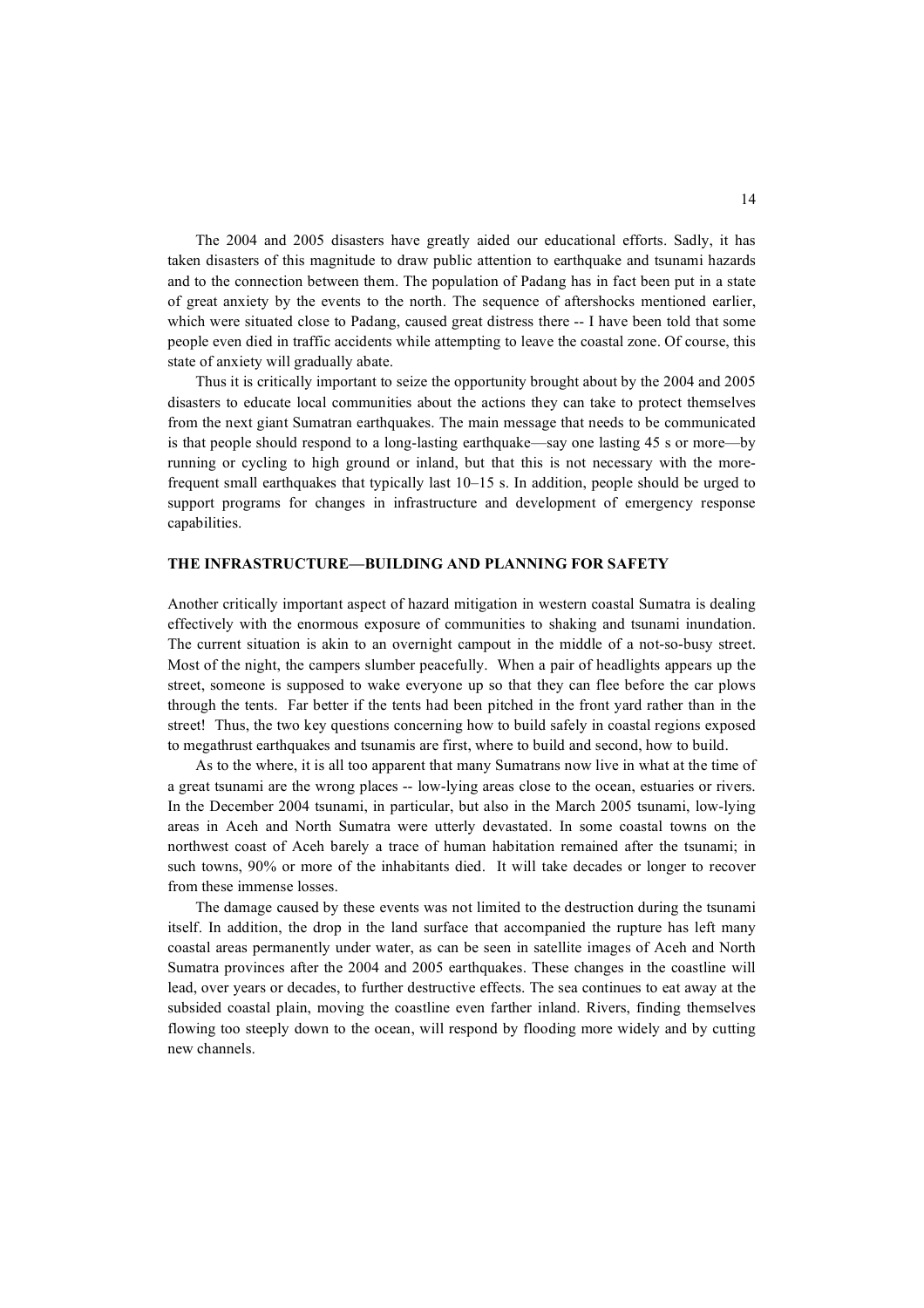The 2004 and 2005 disasters have greatly aided our educational efforts. Sadly, it has taken disasters of this magnitude to draw public attention to earthquake and tsunami hazards and to the connection between them. The population of Padang has in fact been put in a state of great anxiety by the events to the north. The sequence of aftershocks mentioned earlier, which were situated close to Padang, caused great distress there -- I have been told that some people even died in traffic accidents while attempting to leave the coastal zone. Of course, this state of anxiety will gradually abate.

Thus it is critically important to seize the opportunity brought about by the 2004 and 2005 disasters to educate local communities about the actions they can take to protect themselves from the next giant Sumatran earthquakes. The main message that needs to be communicated is that people should respond to a long-lasting earthquake—say one lasting 45 s or more—by running or cycling to high ground or inland, but that this is not necessary with the more-frequent small earthquakes that typically last 10–15 s. In addition, people should be urged to support programs for changes in infrastructure and development of emergency response capabilities.

## THE INFRASTRUCTURE—BUILDING AND PLANNING FOR SAFETY

Another critically important aspect of hazard mitigation in western coastal Sumatra is dealing effectively with the enormous exposure of communities to shaking and tsunami inundation. The current situation is akin to an overnight campout in the middle of a not-so-busy street. Most of the night, the campers slumber peacefully. When a pair of headlights appears up the street, someone is supposed to wake everyone up so that they can flee before the car plows through the tents. Far better if the tents had been pitched in the front yard rather than in the street! Thus, the two key questions concerning how to build safely in coastal regions exposed to megathrust earthquakes and tsunamis are first, where to build and second, how to build.

As to the where, it is all too apparent that many Sumatrans now live in what at the time of a great tsunami are the wrong places -- low-lying areas close to the ocean, estuaries or rivers. In the December 2004 tsunami, in particular, but also in the March 2005 tsunami, low-lying areas in Aceh and North Sumatra were utterly devastated. In some coastal towns on the northwest coast of Aceh barely a trace of human habitation remained after the tsunami; in such towns, 90% or more of the inhabitants died. It will take decades or longer to recover from these immense losses.

The damage caused by these events was not limited to the destruction during the tsunami itself. In addition, the drop in the land surface that accompanied the rupture has left many coastal areas permanently under water, as can be seen in satellite images of Aceh and North Sumatra provinces after the 2004 and 2005 earthquakes. These changes in the coastline will lead, over years or decades, to further destructive effects. The sea continues to eat away at the subsided coastal plain, moving the coastline even farther inland. Rivers, finding themselves flowing too steeply down to the ocean, will respond by flooding more widely and by cutting new channels.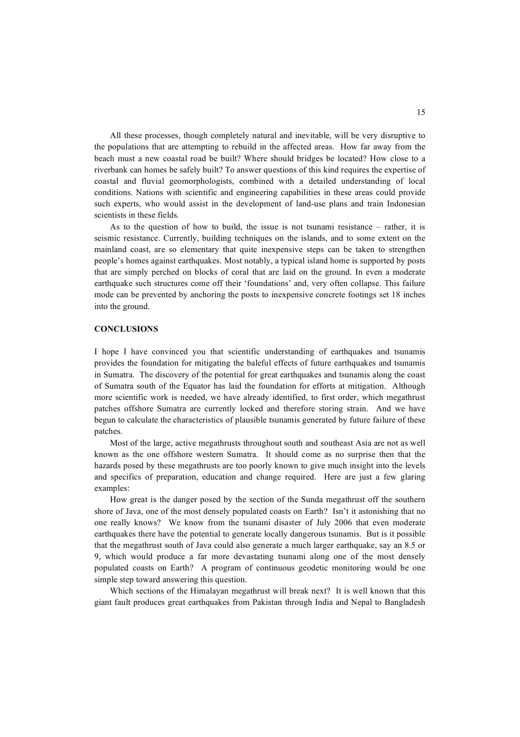All these processes, though completely natural and inevitable, will be very disruptive to the populations that are attempting to rebuild in the affected areas. How far away from the beach must a new coastal road be built? Where should bridges be located? How close to a riverbank can homes be safely built? To answer questions of this kind requires the expertise of coastal and fluvial geomorphologists, combined with a detailed understanding of local conditions. Nations with scientific and engineering capabilities in these areas could provide such experts, who would assist in the development of land-use plans and train Indonesian scientists in these fields.

As to the question of how to build, the issue is not tsunami resistance – rather, it is seismic resistance. Currently, building techniques on the islands, and to some extent on the mainland coast, are so elementary that quite inexpensive steps can be taken to strengthen people's homes against earthquakes. Most notably, a typical island home is supported by posts that are simply perched on blocks of coral that are laid on the ground. In even a moderate earthquake such structures come off their 'foundations' and, very often collapse. This failure mode can be prevented by anchoring the posts to inexpensive concrete footings set 18 inches into the ground.

## CONCLUSIONS

I hope I have convinced you that scientific understanding of earthquakes and tsunamis provides the foundation for mitigating the baleful effects of future earthquakes and tsunamis in Sumatra. The discovery of the potential for great earthquakes and tsunamis along the coast of Sumatra south of the Equator has laid the foundation for efforts at mitigation. Although more scientific work is needed, we have already identified, to first order, which megathrust patches offshore Sumatra are currently locked and therefore storing strain. And we have begun to calculate the characteristics of plausible tsunamis generated by future failure of these patches.

Most of the large, active megathrusts throughout south and southeast Asia are not as well known as the one offshore western Sumatra. It should come as no surprise then that the hazards posed by these megathrusts are too poorly known to give much insight into the levels and specifics of preparation, education and change required. Here are just a few glaring examples:

How great is the danger posed by the section of the Sunda megathrust off the southern shore of Java, one of the most densely populated coasts on Earth? Isn't it astonishing that no one really knows? We know from the tsunami disaster of July 2006 that even moderate earthquakes there have the potential to generate locally dangerous tsunamis. But is it possible that the megathrust south of Java could also generate a much larger earthquake, say an 8.5 or 9, which would produce a far more devastating tsunami along one of the most densely populated coasts on Earth? A program of continuous geodetic monitoring would be one simple step toward answering this question.

Which sections of the Himalayan megathrust will break next? It is well known that this giant fault produces great earthquakes from Pakistan through India and Nepal to Bangladesh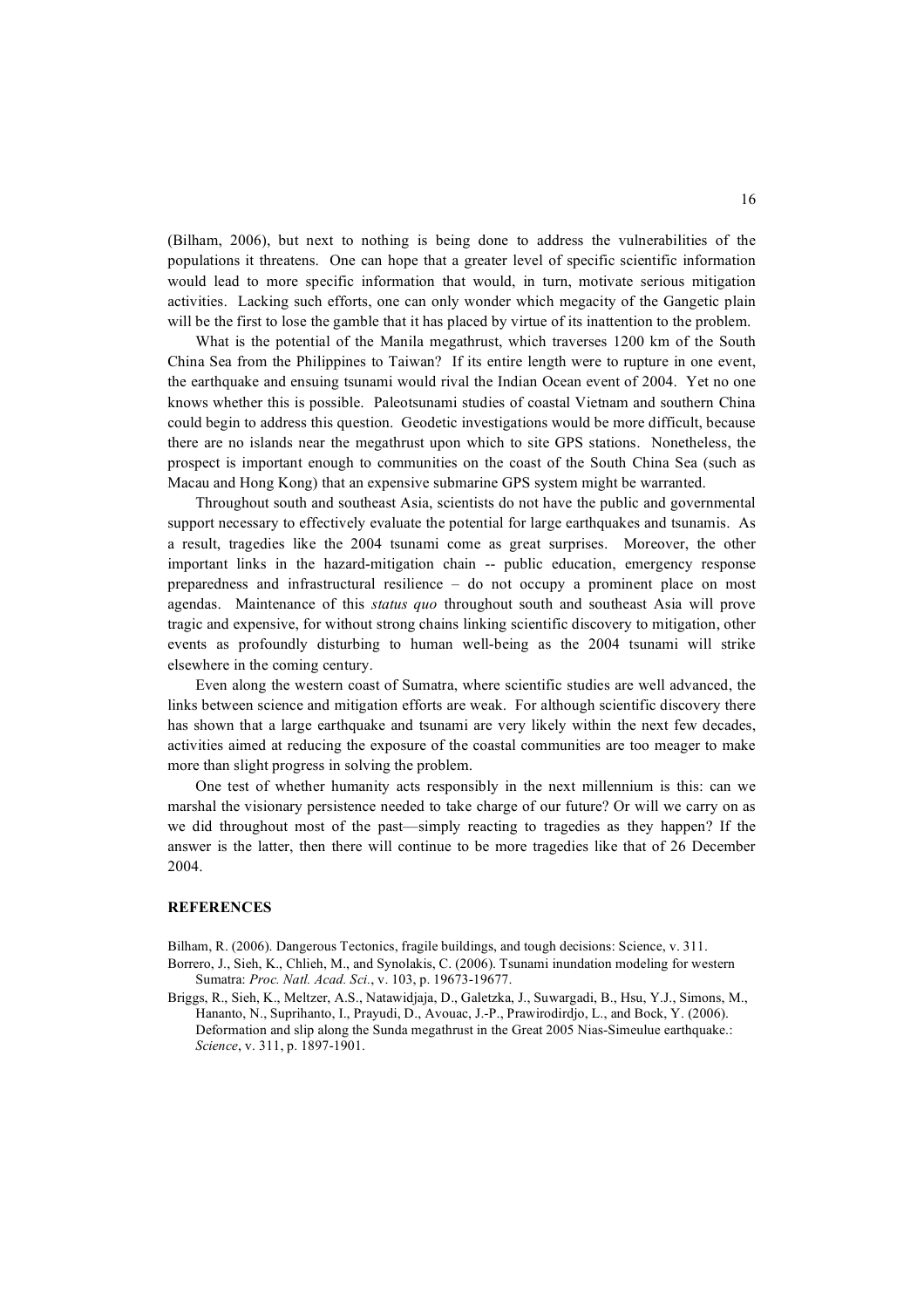(Bilham, 2006), but next to nothing is being done to address the vulnerabilities of the populations it threatens. One can hope that a greater level of specific scientific information would lead to more specific information that would, in turn, motivate serious mitigation activities. Lacking such efforts, one can only wonder which megacity of the Gangetic plain will be the first to lose the gamble that it has placed by virtue of its inattention to the problem.

What is the potential of the Manila megathrust, which traverses 1200 km of the South China Sea from the Philippines to Taiwan? If its entire length were to rupture in one event, the earthquake and ensuing tsunami would rival the Indian Ocean event of 2004. Yet no one knows whether this is possible. Paleotsunami studies of coastal Vietnam and southern China could begin to address this question. Geodetic investigations would be more difficult, because there are no islands near the megathrust upon which to site GPS stations. Nonetheless, the prospect is important enough to communities on the coast of the South China Sea (such as Macau and Hong Kong) that an expensive submarine GPS system might be warranted.

Throughout south and southeast Asia, scientists do not have the public and governmental support necessary to effectively evaluate the potential for large earthquakes and tsunamis. As a result, tragedies like the 2004 tsunami come as great surprises. Moreover, the other important links in the hazard-mitigation chain -- public education, emergency response preparedness and infrastructural resilience – do not occupy a prominent place on most agendas. Maintenance of this *status quo* throughout south and southeast Asia will prove tragic and expensive, for without strong chains linking scientific discovery to mitigation, other events as profoundly disturbing to human well-being as the 2004 tsunami will strike elsewhere in the coming century.

Even along the western coast of Sumatra, where scientific studies are well advanced, the links between science and mitigation efforts are weak. For although scientific discovery there has shown that a large earthquake and tsunami are very likely within the next few decades, activities aimed at reducing the exposure of the coastal communities are too meager to make more than slight progress in solving the problem.

One test of whether humanity acts responsibly in the next millennium is this: can we marshal the visionary persistence needed to take charge of our future? Or will we carry on as we did throughout most of the past—simply reacting to tragedies as they happen? If the answer is the latter, then there will continue to be more tragedies like that of 26 December 2004.

## REFERENCES

Bilham, R. (2006). Dangerous Tectonics, fragile buildings, and tough decisions: Science, v. 311.

Borrero, J., Sieh, K., Chlieh, M., and Synolakis, C. (2006). Tsunami inundation modeling for western Sumatra: *Proc. Natl. Acad. Sci.*, v. 103, p. 19673-19677.

Briggs, R., Sieh, K., Meltzer, A.S., Natawidjaja, D., Galetzka, J., Suwargadi, B., Hsu, Y.J., Simons, M., Hananto, N., Suprihanto, I., Prayudi, D., Avouac, J.-P., Prawirodirdjo, L., and Bock, Y. (2006). Deformation and slip along the Sunda megathrust in the Great 2005 Nias-Simeulue earthquake.: *Science*, v. 311, p. 1897-1901.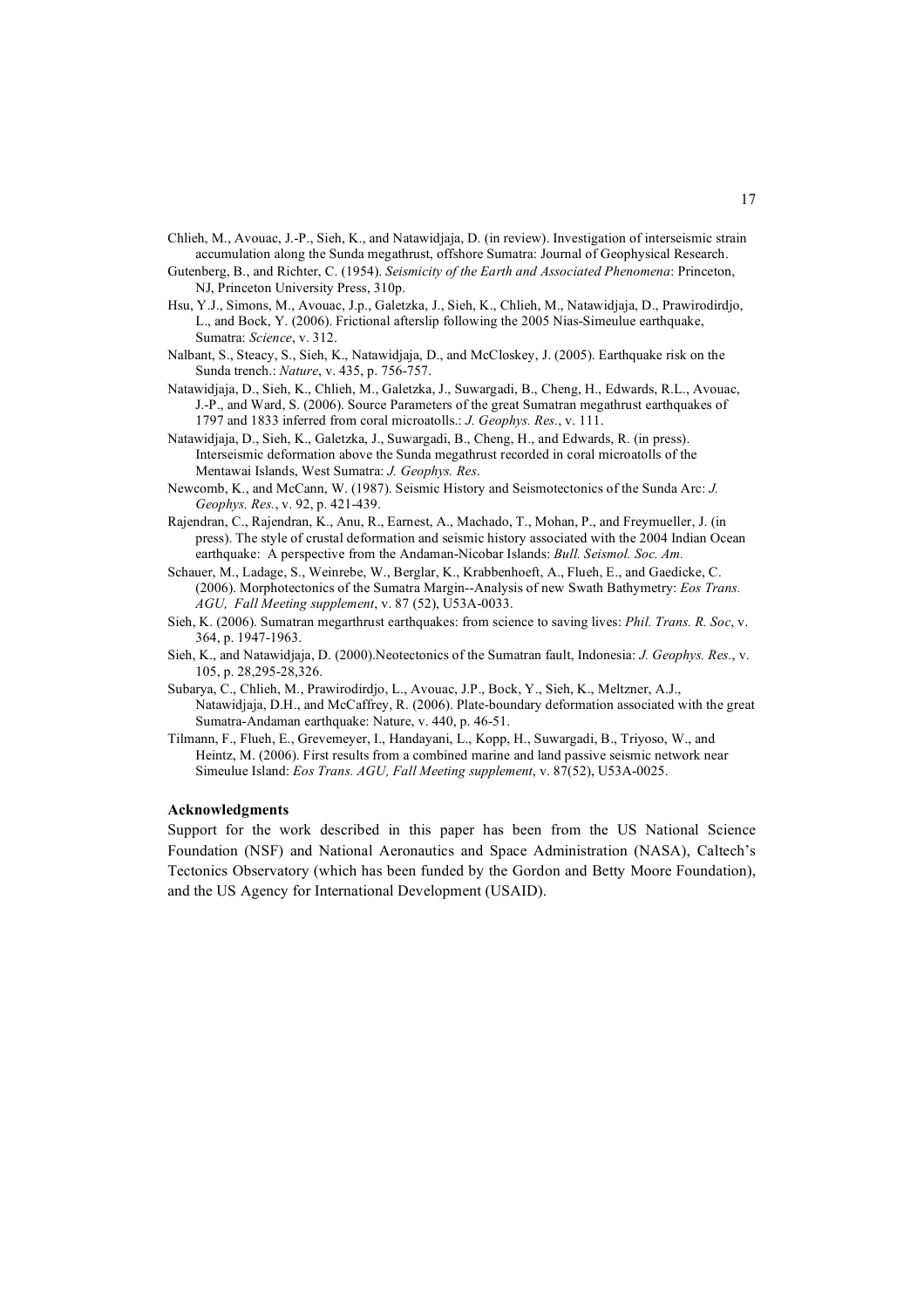Chlieh, M., Avouac, J.-P., Sieh, K., and Natawidjaja, D. (in review). Investigation of interseismic strain accumulation along the Sunda megathrust, offshore Sumatra: Journal of Geophysical Research.

Gutenberg, B., and Richter, C. (1954). *Seismicity of the Earth and Associated Phenomena*: Princeton, NJ, Princeton University Press, 310p.

Hsu, Y.J., Simons, M., Avouac, J.p., Galetzka, J., Sieh, K., Chlieh, M., Natawidjaja, D., Prawirodirdjo, L., and Bock, Y. (2006). Frictional afterslip following the 2005 Nias-Simeulue earthquake, Sumatra: *Science*, v. 312.

Nalbant, S., Steacy, S., Sieh, K., Natawidjaja, D., and McCloskey, J. (2005). Earthquake risk on the Sunda trench.: *Nature*, v. 435, p. 756-757.

Natawidjaja, D., Sieh, K., Chlieh, M., Galetzka, J., Suwargadi, B., Cheng, H., Edwards, R.L., Avouac, J.-P., and Ward, S. (2006). Source Parameters of the great Sumatran megathrust earthquakes of 1797 and 1833 inferred from coral microatolls.: *J. Geophys. Res.*, v. 111.

Natawidjaja, D., Sieh, K., Galetzka, J., Suwargadi, B., Cheng, H., and Edwards, R. (in press). Interseismic deformation above the Sunda megathrust recorded in coral microatolls of the Mentawai Islands, West Sumatra: *J. Geophys. Res*.

Newcomb, K., and McCann, W. (1987). Seismic History and Seismotectonics of the Sunda Arc: *J. Geophys. Res.*, v. 92, p. 421-439.

Rajendran, C., Rajendran, K., Anu, R., Earnest, A., Machado, T., Mohan, P., and Freymueller, J. (in press). The style of crustal deformation and seismic history associated with the 2004 Indian Ocean earthquake: A perspective from the Andaman-Nicobar Islands: *Bull. Seismol. Soc. Am.*

Schauer, M., Ladage, S., Weinrebe, W., Berglar, K., Krabbenhoeft, A., Flueh, E., and Gaedicke, C. (2006). Morphotectonics of the Sumatra Margin--Analysis of new Swath Bathymetry: *Eos Trans. AGU, Fall Meeting supplement*, v. 87 (52), U53A-0033.

Sieh, K. (2006). Sumatran megarthrust earthquakes: from science to saving lives: *Phil. Trans. R. Soc*, v. 364, p. 1947-1963.

Sieh, K., and Natawidjaja, D. (2000).Neotectonics of the Sumatran fault, Indonesia: *J. Geophys. Res.*, v. 105, p. 28,295-28,326.

Subarya, C., Chlieh, M., Prawirodirdjo, L., Avouac, J.P., Bock, Y., Sieh, K., Meltzner, A.J., Natawidjaja, D.H., and McCaffrey, R. (2006). Plate-boundary deformation associated with the great Sumatra-Andaman earthquake: Nature, v. 440, p. 46-51.

Tilmann, F., Flueh, E., Grevemeyer, I., Handayani, L., Kopp, H., Suwargadi, B., Triyoso, W., and Heintz, M. (2006). First results from a combined marine and land passive seismic network near Simeulue Island: *Eos Trans. AGU, Fall Meeting supplement*, v. 87(52), U53A-0025.

#### Acknowledgments

Support for the work described in this paper has been from the US National Science Foundation (NSF) and National Aeronautics and Space Administration (NASA), Caltech's Tectonics Observatory (which has been funded by the Gordon and Betty Moore Foundation), and the US Agency for International Development (USAID).